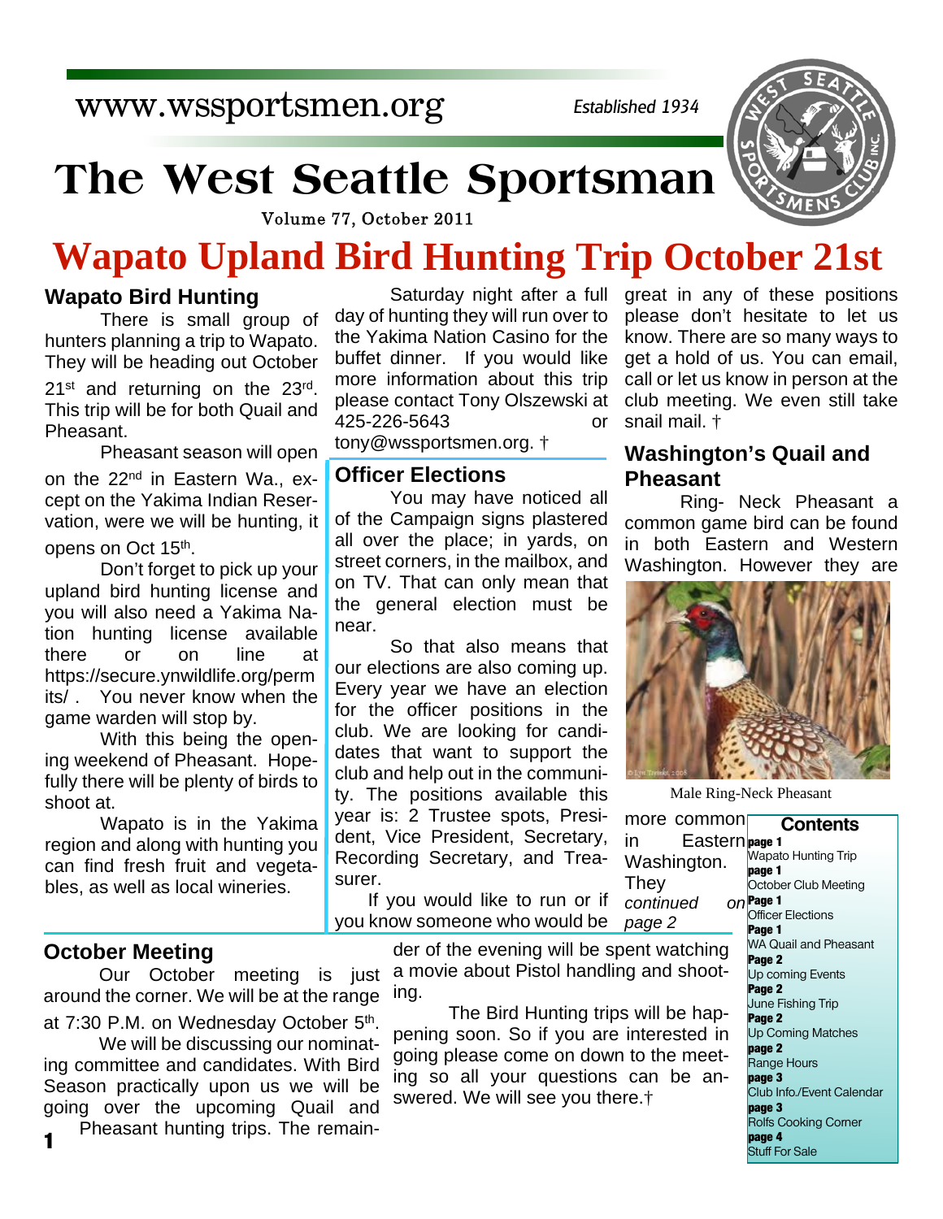www.wssportsmen.org

*Established 1934*

# The West Seattle Sportsman

Volume 77, October 2011

# Wapato Upland Bird Hunting Trip October 21st

## Wapato Bird Hunting

There is small group of hunters planning a trip to Wapato. They will be heading out October 21st and returning on the 23rd. This trip will be for both Quail and Pheasant.

Pheasant season will open on the 22nd in Eastern Wa., except on the Yakima Indian Reservation, were we will be hunting, it opens on Oct 15th.

Don't forget to pick up your upland bird hunting license and you will also need a Yakima Nation hunting license available there or on line at https://secure.ynwildlife.org/permits/ . You never know when the game warden will stop by.

With this being the opening weekend of Pheasant. Hopefully there will be plenty of birds to shoot at.

Wapato is in the Yakima region and along with hunting you can find fresh fruit and vegetables, as well as local wineries.

Saturday night after a full day of hunting they will run over to the Yakima Nation Casino for the buffet dinner. If you would like more information about this trip please contact Tony Olszewski at 425-226-5643 or tony@wssportsmen.org. †

## Officer Elections

You may have noticed all of the Campaign signs plastered all over the place; in yards, on street corners, in the mailbox, and on TV. That can only mean that the general election must be near.

So that also means that our elections are also coming up. Every year we have an election for the officer positions in the club. We are looking for candidates that want to support the club and help out in the community. The positions available this year is: 2 Trustee spots, President, Vice President, Secretary, Recording Secretary, and Treasurer.

If you would like to run or if you know someone who would be great in any of these positions please don't hesitate to let us know. There are so many ways to get a hold of us. You can email, call or let us know in person at the club meeting. We even still take snail mail. †

## Washington's Quail and Pheasant

Ring- Neck Pheasant a common game bird can be found in both Eastern and Western Washington. However they are

Male Ring-Neck Pheasant

more common in Eastern Washington. They *continued on page 2*

## October Meeting

Our October meeting is just around the corner. We will be at the range at 7:30 P.M. on Wednesday October 5th.

We will be discussing our nominating committee and candidates. With Bird Season practically upon us we will be going over the upcoming Quail and Pheasant hunting trips. The remainder of the evening will be spent watching a movie about Pistol handling and shooting.

The Bird Hunting trips will be happening soon. So if you are interested in going please come on down to the meeting so all your questions can be answered. We will see you there.†

### Contents

- **page 1** Wapato Hunting Trip
- **page 1** October Club Meeting
- **Page 1** Officer Elections
- **Page 1** WA Quail and Pheasant
- **Page 2** Up coming Events
- **Page 2** June Fishing Trip
- **Page 2** Up Coming Matches
- **page 2** Range Hours
- **page 3** Club Info./Event Calendar
- **page 3** Rolfs Cooking Corner
- **page 4** Stuff For Sale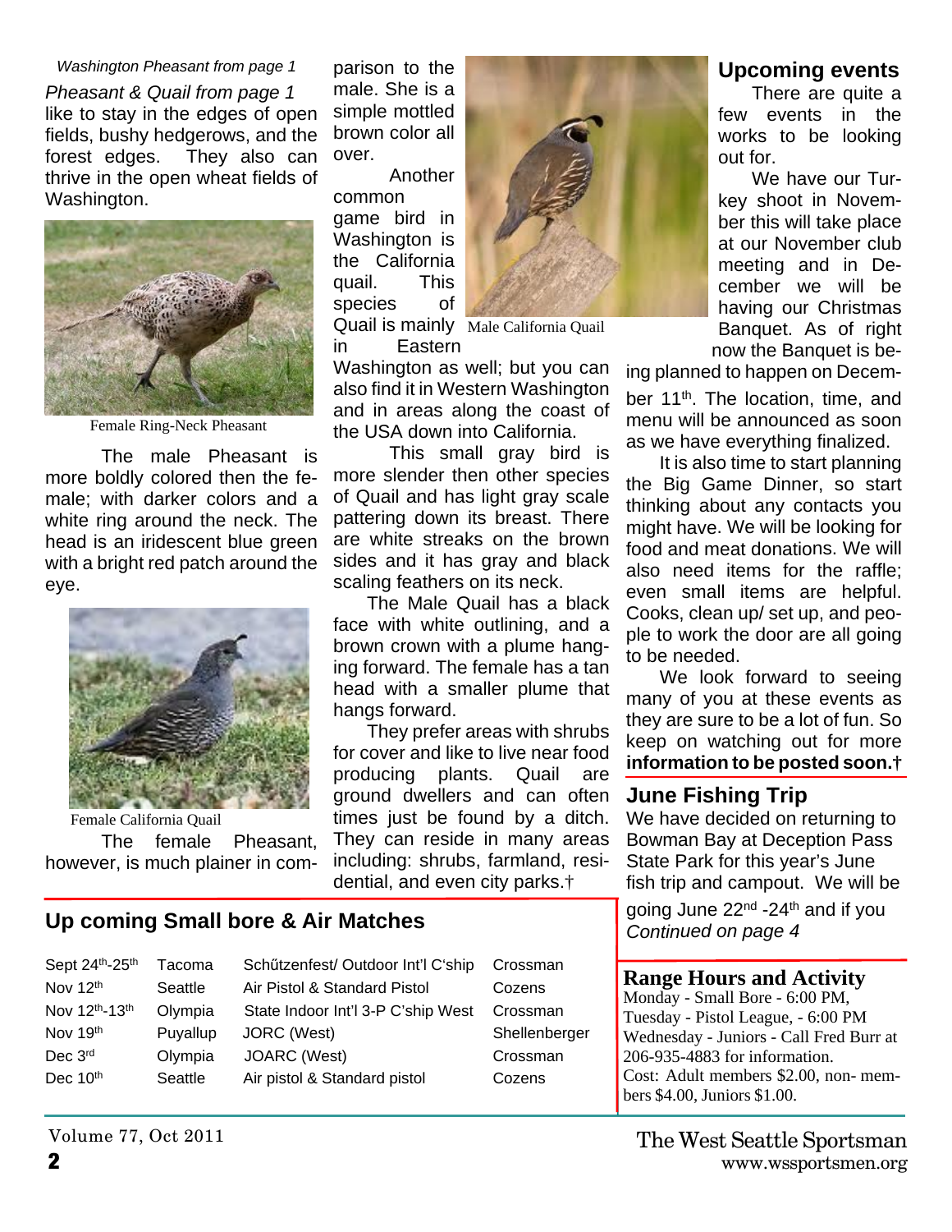*Washington Pheasant from page 1*

*Pheasant & Quail from page 1*

like to stay in the edges of open fields, bushy hedgerows, and the forest edges. They also can thrive in the open wheat fields of Washington.

Female Ring-Neck Pheasant

The male Pheasant is more boldly colored then the female; with darker colors and a white ring around the neck. The head is an iridescent blue green with a bright red patch around the eye.

Female California Quail

The female Pheasant, however, is much plainer in comparison to the male. She is a simple mottled brown color all over.

Another common game bird in Washington is the California quail. This species of Quail is mainly in Eastern Washington as well; but you can also find it in Western Washington and in areas along the coast of the USA down into California.

Male California Quail

This small gray bird is more slender then other species of Quail and has light gray scale pattering down its breast. There are white streaks on the brown sides and it has gray and black scaling feathers on its neck.

The Male Quail has a black face with white outlining, and a brown crown with a plume hanging forward. The female has a tan head with a smaller plume that hangs forward.

They prefer areas with shrubs for cover and like to live near food producing plants. Quail are ground dwellers and can often times just be found by a ditch. They can reside in many areas including: shrubs, farmland, residential, and even city parks.†

## Upcoming events

There are quite a few events in the works to be looking out for.

We have our Turkey shoot in November this will take place at our November club meeting and in December we will be having our Christmas Banquet. As of right now the Banquet is being planned to happen on December 11th. The location, time, and menu will be announced as soon as we have everything finalized.

It is also time to start planning the Big Game Dinner, so start thinking about any contacts you might have. We will be looking for food and meat donations. We will also need items for the raffle; even small items are helpful. Cooks, clean up/ set up, and people to work the door are all going to be needed.

We look forward to seeing many of you at these events as they are sure to be a lot of fun. So keep on watching out for more **information to be posted soon.†**

## June Fishing Trip

We have decided on returning to Bowman Bay at Deception Pass State Park for this year's June fish trip and campout. We will be going June 22nd -24th and if you

*Continued on page 4*

## Up coming Small bore & Air Matches

| Date | Location | Match | Contact |
|---|---|---|---|
| Sept 24th-25th | Tacoma | Schűtzenfest/ Outdoor Int'l C'ship | Crossman |
| Nov 12th | Seattle | Air Pistol & Standard Pistol | Cozens |
| Nov 12th-13th | Olympia | State Indoor Int'l 3-P C'ship West | Crossman |
| Nov 19th | Puyallup | JORC (West) | Shellenberger |
| Dec 3rd | Olympia | JOARC (West) | Crossman |
| Dec 10th | Seattle | Air pistol & Standard pistol | Cozens |

## Range Hours and Activity

Monday - Small Bore - 6:00 PM,
Tuesday - Pistol League, - 6:00 PM
Wednesday - Juniors - Call Fred Burr at 206-935-4883 for information.
Cost: Adult members $2.00, non- members $4.00, Juniors $1.00.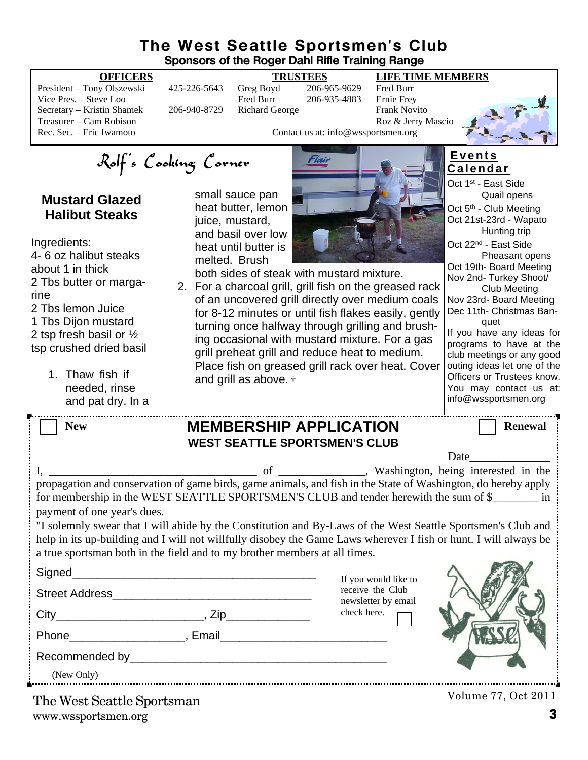# The West Seattle Sportsmen's Club

**Sponsors of the Roger Dahl Rifle Training Range**

| OFFICERS | | TRUSTEES | | LIFE TIME MEMBERS |
|---|---|---|---|---|
| President – Tony Olszewski | 425-226-5643 | Greg Boyd | 206-965-9629 | Fred Burr |
| Vice Pres. – Steve Loo | | Fred Burr | 206-935-4883 | Ernie Frey |
| Secretary – Kristin Shamek | 206-940-8729 | Richard George | | Frank Novito |
| Treasurer – Cam Robison | | | | Roz & Jerry Mascio |
| Rec. Sec. – Eric Iwamoto | | | | |

Contact us at: info@wssportsmen.org

## Rolf's Cooking Corner

### Mustard Glazed Halibut Steaks

Ingredients:
4- 6 oz halibut steaks about 1 in thick
2 Tbs butter or margarine
2 Tbs lemon Juice
1 Tbs Dijon mustard
2 tsp fresh basil or ½ tsp crushed dried basil

1. Thaw fish if needed, rinse and pat dry. In a small sauce pan heat butter, lemon juice, mustard, and basil over low heat until butter is melted. Brush both sides of steak with mustard mixture.
2. For a charcoal grill, grill fish on the greased rack of an uncovered grill directly over medium coals for 8-12 minutes or until fish flakes easily, gently turning once halfway through grilling and brushing occasional with mustard mixture. For a gas grill preheat grill and reduce heat to medium. Place fish on greased grill rack over heat. Cover and grill as above. †

## Events Calendar

- Oct 1st - East Side Quail opens
- Oct 5th - Club Meeting
- Oct 21st-23rd - Wapato Hunting trip
- Oct 22nd - East Side Pheasant opens
- Oct 19th- Board Meeting
- Nov 2nd- Turkey Shoot/ Club Meeting
- Nov 23rd- Board Meeting
- Dec 11th- Christmas Banquet

If you have any ideas for programs to have at the club meetings or any good outing ideas let one of the Officers or Trustees know. You may contact us at: info@wssportsmen.org

---

☐ **New** ☐ **Renewal**

## MEMBERSHIP APPLICATION

**WEST SEATTLE SPORTSMEN'S CLUB**

Date______________

I, ____________________________________ of _______________, Washington, being interested in the propagation and conservation of game birds, game animals, and fish in the State of Washington, do hereby apply for membership in the WEST SEATTLE SPORTSMEN'S CLUB and tender herewith the sum of $________ in payment of one year's dues.

"I solemnly swear that I will abide by the Constitution and By-Laws of the West Seattle Sportsmen's Club and help in its up-building and I will not willfully disobey the Game Laws wherever I fish or hunt. I will always be a true sportsman both in the field and to my brother members at all times.

Signed_______________________________________

Street Address________________________________

City_______________________, Zip_____________

Phone__________________, Email__________________________

Recommended by_________________________________________

(New Only)

If you would like to receive the Club newsletter by email check here. ☐

The West Seattle Sportsman
www.wssportsmen.org

Volume 77, Oct 2011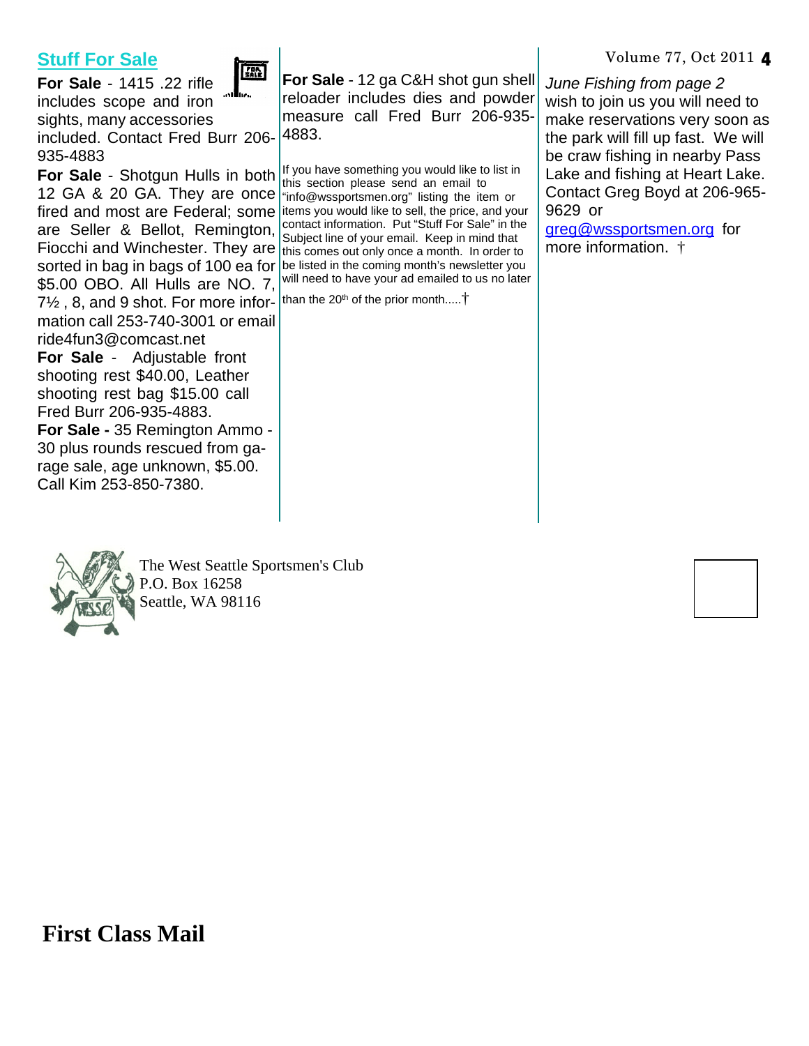## Stuff For Sale

**For Sale** - 1415 .22 rifle includes scope and iron sights, many accessories included. Contact Fred Burr 206-935-4883

**For Sale** - Shotgun Hulls in both 12 GA & 20 GA. They are once fired and most are Federal; some are Seller & Bellot, Remington, Fiocchi and Winchester. They are sorted in bag in bags of 100 ea for $5.00 OBO. All Hulls are NO. 7, 7½ , 8, and 9 shot. For more information call 253-740-3001 or email ride4fun3@comcast.net

**For Sale** - Adjustable front shooting rest $40.00, Leather shooting rest bag $15.00 call Fred Burr 206-935-4883.

**For Sale -** 35 Remington Ammo - 30 plus rounds rescued from garage sale, age unknown, $5.00. Call Kim 253-850-7380.

**For Sale** - 12 ga C&H shot gun shell reloader includes dies and powder measure call Fred Burr 206-935-4883.

If you have something you would like to list in this section please send an email to "info@wssportsmen.org" listing the item or items you would like to sell, the price, and your contact information. Put "Stuff For Sale" in the Subject line of your email. Keep in mind that this comes out only once a month. In order to be listed in the coming month's newsletter you will need to have your ad emailed to us no later than the 20th of the prior month.....†

*June Fishing from page 2*

wish to join us you will need to make reservations very soon as the park will fill up fast. We will be craw fishing in nearby Pass Lake and fishing at Heart Lake. Contact Greg Boyd at 206-965-9629 or greg@wssportsmen.org for more information. †

The West Seattle Sportsmen's Club
P.O. Box 16258
Seattle, WA 98116

**First Class Mail**